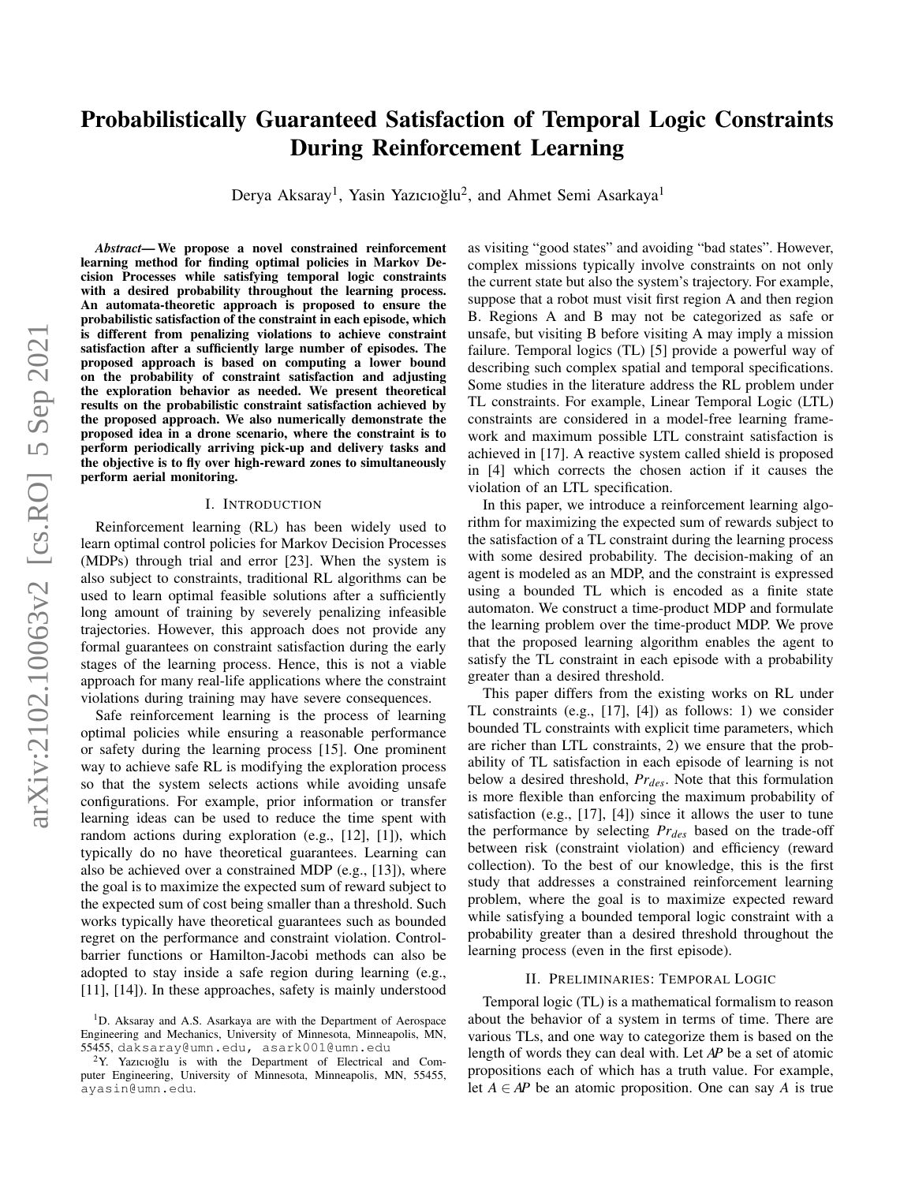# Probabilistically Guaranteed Satisfaction of Temporal Logic Constraints During Reinforcement Learning

Derya Aksaray[1], Yasin Yazıcıoğlu[2], and Ahmet Semi Asarkaya[1]

***Abstract*— We propose a novel constrained reinforcement learning method for finding optimal policies in Markov Decision Processes while satisfying temporal logic constraints with a desired probability throughout the learning process. An automata-theoretic approach is proposed to ensure the probabilistic satisfaction of the constraint in each episode, which is different from penalizing violations to achieve constraint satisfaction after a sufficiently large number of episodes. The proposed approach is based on computing a lower bound on the probability of constraint satisfaction and adjusting the exploration behavior as needed. We present theoretical results on the probabilistic constraint satisfaction achieved by the proposed approach. We also numerically demonstrate the proposed idea in a drone scenario, where the constraint is to perform periodically arriving pick-up and delivery tasks and the objective is to fly over high-reward zones to simultaneously perform aerial monitoring.**

## I. Introduction

Reinforcement learning (RL) has been widely used to learn optimal control policies for Markov Decision Processes (MDPs) through trial and error [23]. When the system is also subject to constraints, traditional RL algorithms can be used to learn optimal feasible solutions after a sufficiently long amount of training by severely penalizing infeasible trajectories. However, this approach does not provide any formal guarantees on constraint satisfaction during the early stages of the learning process. Hence, this is not a viable approach for many real-life applications where the constraint violations during training may have severe consequences.

Safe reinforcement learning is the process of learning optimal policies while ensuring a reasonable performance or safety during the learning process [15]. One prominent way to achieve safe RL is modifying the exploration process so that the system selects actions while avoiding unsafe configurations. For example, prior information or transfer learning ideas can be used to reduce the time spent with random actions during exploration (e.g., [12], [1]), which typically do no have theoretical guarantees. Learning can also be achieved over a constrained MDP (e.g., [13]), where the goal is to maximize the expected sum of reward subject to the expected sum of cost being smaller than a threshold. Such works typically have theoretical guarantees such as bounded regret on the performance and constraint violation. Control-barrier functions or Hamilton-Jacobi methods can also be adopted to stay inside a safe region during learning (e.g., [11], [14]). In these approaches, safety is mainly understood as visiting "good states" and avoiding "bad states". However, complex missions typically involve constraints on not only the current state but also the system's trajectory. For example, suppose that a robot must visit first region A and then region B. Regions A and B may not be categorized as safe or unsafe, but visiting B before visiting A may imply a mission failure. Temporal logics (TL) [5] provide a powerful way of describing such complex spatial and temporal specifications. Some studies in the literature address the RL problem under TL constraints. For example, Linear Temporal Logic (LTL) constraints are considered in a model-free learning framework and maximum possible LTL constraint satisfaction is achieved in [17]. A reactive system called shield is proposed in [4] which corrects the chosen action if it causes the violation of an LTL specification.

In this paper, we introduce a reinforcement learning algorithm for maximizing the expected sum of rewards subject to the satisfaction of a TL constraint during the learning process with some desired probability. The decision-making of an agent is modeled as an MDP, and the constraint is expressed using a bounded TL which is encoded as a finite state automaton. We construct a time-product MDP and formulate the learning problem over the time-product MDP. We prove that the proposed learning algorithm enables the agent to satisfy the TL constraint in each episode with a probability greater than a desired threshold.

This paper differs from the existing works on RL under TL constraints (e.g., [17], [4]) as follows: 1) we consider bounded TL constraints with explicit time parameters, which are richer than LTL constraints, 2) we ensure that the probability of TL satisfaction in each episode of learning is not below a desired threshold, $Pr_{des}$. Note that this formulation is more flexible than enforcing the maximum probability of satisfaction (e.g., [17], [4]) since it allows the user to tune the performance by selecting $Pr_{des}$ based on the trade-off between risk (constraint violation) and efficiency (reward collection). To the best of our knowledge, this is the first study that addresses a constrained reinforcement learning problem, where the goal is to maximize expected reward while satisfying a bounded temporal logic constraint with a probability greater than a desired threshold throughout the learning process (even in the first episode).

## II. Preliminaries: Temporal Logic

Temporal logic (TL) is a mathematical formalism to reason about the behavior of a system in terms of time. There are various TLs, and one way to categorize them is based on the length of words they can deal with. Let $AP$ be a set of atomic propositions each of which has a truth value. For example, let $A \in AP$ be an atomic proposition. One can say $A$ is true

---

[1]D. Aksaray and A.S. Asarkaya are with the Department of Aerospace Engineering and Mechanics, University of Minnesota, Minneapolis, MN, 55455, daksaray@umn.edu, asark001@umn.edu

[2]Y. Yazıcıoğlu is with the Department of Electrical and Computer Engineering, University of Minnesota, Minneapolis, MN, 55455, ayasin@umn.edu.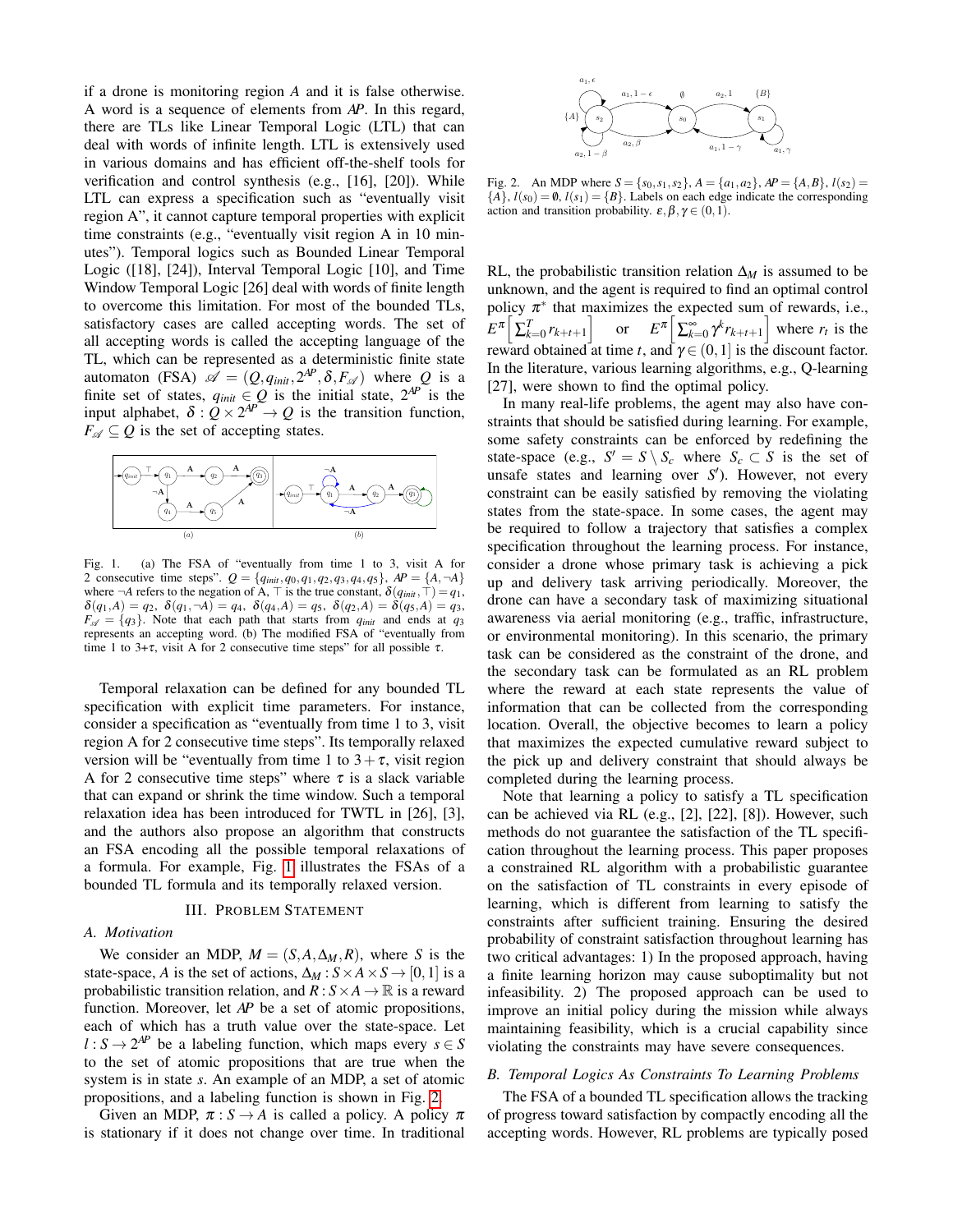if a drone is monitoring region $A$ and it is false otherwise. A word is a sequence of elements from $AP$. In this regard, there are TLs like Linear Temporal Logic (LTL) that can deal with words of infinite length. LTL is extensively used in various domains and has efficient off-the-shelf tools for verification and control synthesis (e.g., [16], [20]). While LTL can express a specification such as "eventually visit region A", it cannot capture temporal properties with explicit time constraints (e.g., "eventually visit region A in 10 minutes"). Temporal logics such as Bounded Linear Temporal Logic ([18], [24]), Interval Temporal Logic [10], and Time Window Temporal Logic [26] deal with words of finite length to overcome this limitation. For most of the bounded TLs, satisfactory cases are called accepting words. The set of all accepting words is called the accepting language of the TL, which can be represented as a deterministic finite state automaton (FSA) $\mathscr{A} = (Q, q_{init}, 2^{AP}, \delta, F_{\mathscr{A}})$ where $Q$ is a finite set of states, $q_{init} \in Q$ is the initial state, $2^{AP}$ is the input alphabet, $\delta : Q \times 2^{AP} \to Q$ is the transition function, $F_{\mathscr{A}} \subseteq Q$ is the set of accepting states.

Fig. 1. (a) The FSA of "eventually from time 1 to 3, visit A for 2 consecutive time steps". $Q = \{q_{init}, q_0, q_1, q_2, q_3, q_4, q_5\}$, $AP = \{A, \neg A\}$ where $\neg A$ refers to the negation of A, $\top$ is the true constant, $\delta(q_{init}, \top) = q_1$, $\delta(q_1, A) = q_2$, $\delta(q_1, \neg A) = q_4$, $\delta(q_4, A) = q_5$, $\delta(q_2, A) = \delta(q_5, A) = q_3$, $F_{\mathscr{A}} = \{q_3\}$. Note that each path that starts from $q_{init}$ and ends at $q_3$ represents an accepting word. (b) The modified FSA of "eventually from time 1 to 3+$\tau$, visit A for 2 consecutive time steps" for all possible $\tau$.

Temporal relaxation can be defined for any bounded TL specification with explicit time parameters. For instance, consider a specification as "eventually from time 1 to 3, visit region A for 2 consecutive time steps". Its temporally relaxed version will be "eventually from time 1 to $3+\tau$, visit region A for 2 consecutive time steps" where $\tau$ is a slack variable that can expand or shrink the time window. Such a temporal relaxation idea has been introduced for TWTL in [26], [3], and the authors also propose an algorithm that constructs an FSA encoding all the possible temporal relaxations of a formula. For example, Fig. 1 illustrates the FSAs of a bounded TL formula and its temporally relaxed version.

## III. Problem Statement

### A. Motivation

We consider an MDP, $M = (S, A, \Delta_M, R)$, where $S$ is the state-space, $A$ is the set of actions, $\Delta_M : S \times A \times S \to [0,1]$ is a probabilistic transition relation, and $R : S \times A \to \mathbb{R}$ is a reward function. Moreover, let $AP$ be a set of atomic propositions, each of which has a truth value over the state-space. Let $l : S \to 2^{AP}$ be a labeling function, which maps every $s \in S$ to the set of atomic propositions that are true when the system is in state $s$. An example of an MDP, a set of atomic propositions, and a labeling function is shown in Fig. 2.

Given an MDP, $\pi : S \to A$ is called a policy. A policy $\pi$ is stationary if it does not change over time. In traditional

Fig. 2. An MDP where $S = \{s_0, s_1, s_2\}$, $A = \{a_1, a_2\}$, $AP = \{A, B\}$, $l(s_2) = \{A\}$, $l(s_0) = \emptyset$, $l(s_1) = \{B\}$. Labels on each edge indicate the corresponding action and transition probability. $\varepsilon, \beta, \gamma \in (0,1)$.

RL, the probabilistic transition relation $\Delta_M$ is assumed to be unknown, and the agent is required to find an optimal control policy $\pi^*$ that maximizes the expected sum of rewards, i.e., $E^{\pi}\Big[\sum_{k=0}^{T} r_{k+t+1}\Big]$ or $E^{\pi}\Big[\sum_{k=0}^{\infty} \gamma^k r_{k+t+1}\Big]$ where $r_t$ is the reward obtained at time $t$, and $\gamma \in (0,1]$ is the discount factor. In the literature, various learning algorithms, e.g., Q-learning [27], were shown to find the optimal policy.

In many real-life problems, the agent may also have constraints that should be satisfied during learning. For example, some safety constraints can be enforced by redefining the state-space (e.g., $S' = S \setminus S_c$ where $S_c \subset S$ is the set of unsafe states and learning over $S'$). However, not every constraint can be easily satisfied by removing the violating states from the state-space. In some cases, the agent may be required to follow a trajectory that satisfies a complex specification throughout the learning process. For instance, consider a drone whose primary task is achieving a pick up and delivery task arriving periodically. Moreover, the drone can have a secondary task of maximizing situational awareness via aerial monitoring (e.g., traffic, infrastructure, or environmental monitoring). In this scenario, the primary task can be considered as the constraint of the drone, and the secondary task can be formulated as an RL problem where the reward at each state represents the value of information that can be collected from the corresponding location. Overall, the objective becomes to learn a policy that maximizes the expected cumulative reward subject to the pick up and delivery constraint that should always be completed during the learning process.

Note that learning a policy to satisfy a TL specification can be achieved via RL (e.g., [2], [22], [8]). However, such methods do not guarantee the satisfaction of the TL specification throughout the learning process. This paper proposes a constrained RL algorithm with a probabilistic guarantee on the satisfaction of TL constraints in every episode of learning, which is different from learning to satisfy the constraints after sufficient training. Ensuring the desired probability of constraint satisfaction throughout learning has two critical advantages: 1) In the proposed approach, having a finite learning horizon may cause suboptimality but not infeasibility. 2) The proposed approach can be used to improve an initial policy during the mission while always maintaining feasibility, which is a crucial capability since violating the constraints may have severe consequences.

### B. Temporal Logics As Constraints To Learning Problems

The FSA of a bounded TL specification allows the tracking of progress toward satisfaction by compactly encoding all the accepting words. However, RL problems are typically posed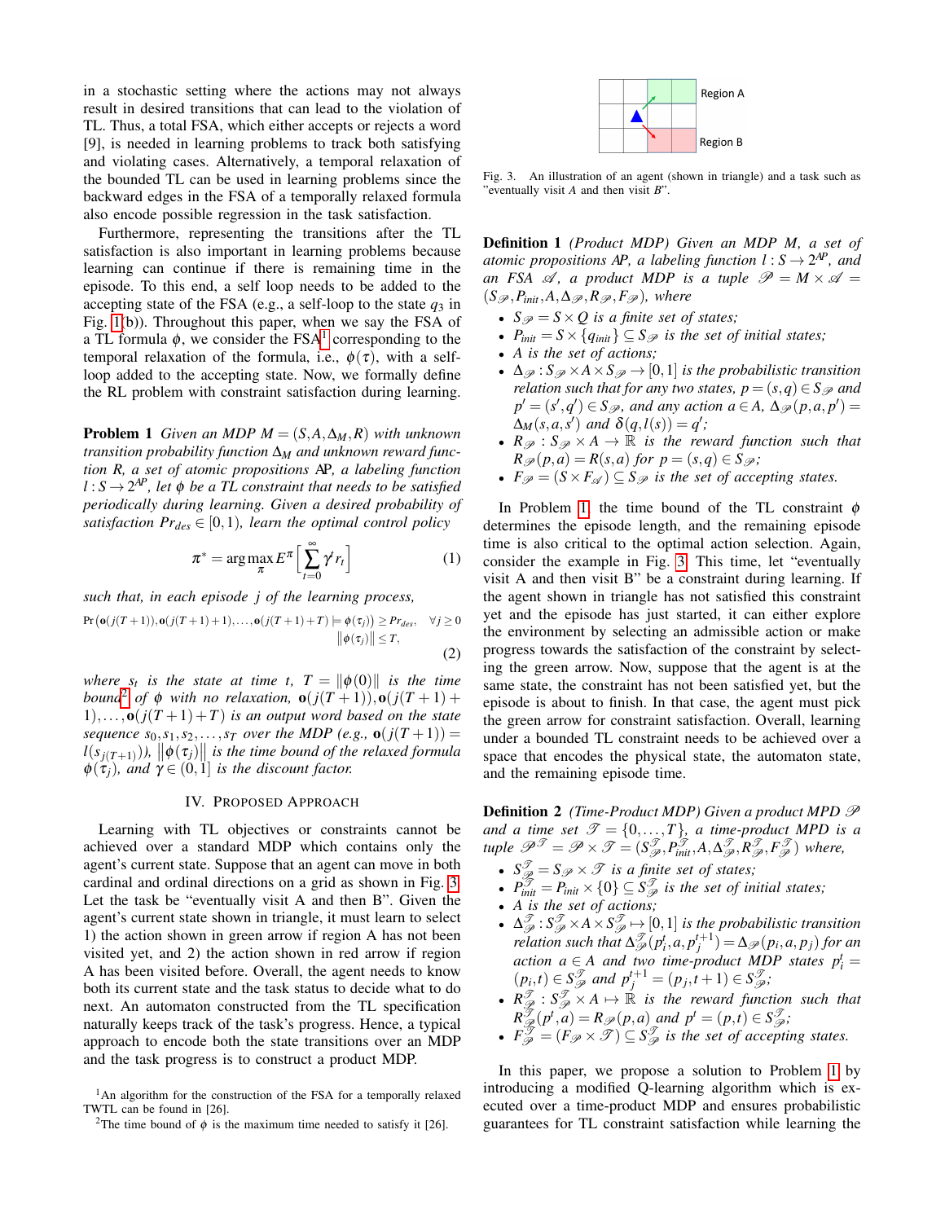in a stochastic setting where the actions may not always result in desired transitions that can lead to the violation of TL. Thus, a total FSA, which either accepts or rejects a word [9], is needed in learning problems to track both satisfying and violating cases. Alternatively, a temporal relaxation of the bounded TL can be used in learning problems since the backward edges in the FSA of a temporally relaxed formula also encode possible regression in the task satisfaction.

Furthermore, representing the transitions after the TL satisfaction is also important in learning problems because learning can continue if there is remaining time in the episode. To this end, a self loop needs to be added to the accepting state of the FSA (e.g., a self-loop to the state $q_3$ in Fig. 1(b)). Throughout this paper, when we say the FSA of a TL formula $\phi$, we consider the FSA[1] corresponding to the temporal relaxation of the formula, i.e., $\phi(\tau)$, with a self-loop added to the accepting state. Now, we formally define the RL problem with constraint satisfaction during learning.

**Problem 1** *Given an MDP $M = (S, A, \Delta_M, R)$ with unknown transition probability function $\Delta_M$ and unknown reward function $R$, a set of atomic propositions AP, a labeling function $l : S \to 2^{AP}$, let $\phi$ be a TL constraint that needs to be satisfied periodically during learning. Given a desired probability of satisfaction $Pr_{des} \in [0, 1)$, learn the optimal control policy*

$$\pi^* = \arg\max_{\pi} E^{\pi}\Big[\sum_{t=0}^{\infty} \gamma^t r_t\Big] \tag{1}$$

*such that, in each episode $j$ of the learning process,*

$$\Pr\big(\mathbf{o}(j(T+1)), \mathbf{o}(j(T+1)+1), \ldots, \mathbf{o}(j(T+1)+T) \models \phi(\tau_j)\big) \geq Pr_{des}, \quad \forall j \geq 0$$
$$\|\phi(\tau_j)\| \leq T, \tag{2}$$

*where $s_t$ is the state at time $t$, $T = \|\phi(0)\|$ is the time bound[2] of $\phi$ with no relaxation, $\mathbf{o}(j(T+1)), \mathbf{o}(j(T+1)+1), \ldots, \mathbf{o}(j(T+1)+T)$ is an output word based on the state sequence $s_0, s_1, s_2, \ldots, s_T$ over the MDP (e.g., $\mathbf{o}(j(T+1)) = l(s_{j(T+1)})$), $\|\phi(\tau_j)\|$ is the time bound of the relaxed formula $\phi(\tau_j)$, and $\gamma \in (0, 1]$ is the discount factor.*

## IV. Proposed Approach

Learning with TL objectives or constraints cannot be achieved over a standard MDP which contains only the agent's current state. Suppose that an agent can move in both cardinal and ordinal directions on a grid as shown in Fig. 3. Let the task be "eventually visit A and then B". Given the agent's current state shown in triangle, it must learn to select 1) the action shown in green arrow if region A has not been visited yet, and 2) the action shown in red arrow if region A has been visited before. Overall, the agent needs to know both its current state and the task status to decide what to do next. An automaton constructed from the TL specification naturally keeps track of the task's progress. Hence, a typical approach to encode both the state transitions over an MDP and the task progress is to construct a product MDP.

[1] An algorithm for the construction of the FSA for a temporally relaxed TWTL can be found in [26].

[2] The time bound of $\phi$ is the maximum time needed to satisfy it [26].

Fig. 3. An illustration of an agent (shown in triangle) and a task such as "eventually visit $A$ and then visit $B$".

**Definition 1** *(Product MDP) Given an MDP $M$, a set of atomic propositions AP, a labeling function $l : S \to 2^{AP}$, and an FSA $\mathscr{A}$, a product MDP is a tuple $\mathscr{P} = M \times \mathscr{A} = (S_{\mathscr{P}}, P_{init}, A, \Delta_{\mathscr{P}}, R_{\mathscr{P}}, F_{\mathscr{P}})$, where*

- *$S_{\mathscr{P}} = S \times Q$ is a finite set of states;*
- *$P_{init} = S \times \{q_{init}\} \subseteq S_{\mathscr{P}}$ is the set of initial states;*
- *$A$ is the set of actions;*
- *$\Delta_{\mathscr{P}} : S_{\mathscr{P}} \times A \times S_{\mathscr{P}} \to [0, 1]$ is the probabilistic transition relation such that for any two states, $p = (s, q) \in S_{\mathscr{P}}$ and $p' = (s', q') \in S_{\mathscr{P}}$, and any action $a \in A$, $\Delta_{\mathscr{P}}(p, a, p') = \Delta_M(s, a, s')$ and $\delta(q, l(s)) = q'$;*
- *$R_{\mathscr{P}} : S_{\mathscr{P}} \times A \to \mathbb{R}$ is the reward function such that $R_{\mathscr{P}}(p, a) = R(s, a)$ for $p = (s, q) \in S_{\mathscr{P}}$;*
- *$F_{\mathscr{P}} = (S \times F_{\mathscr{A}}) \subseteq S_{\mathscr{P}}$ is the set of accepting states.*

In Problem 1, the time bound of the TL constraint $\phi$ determines the episode length, and the remaining episode time is also critical to the optimal action selection. Again, consider the example in Fig. 3. This time, let "eventually visit A and then visit B" be a constraint during learning. If the agent shown in triangle has not satisfied this constraint yet and the episode has just started, it can either explore the environment by selecting an admissible action or make progress towards the satisfaction of the constraint by selecting the green arrow. Now, suppose that the agent is at the same state, the constraint has not been satisfied yet, but the episode is about to finish. In that case, the agent must pick the green arrow for constraint satisfaction. Overall, learning under a bounded TL constraint needs to be achieved over a space that encodes the physical state, the automaton state, and the remaining episode time.

**Definition 2** *(Time-Product MDP) Given a product MPD $\mathscr{P}$ and a time set $\mathscr{T} = \{0, \ldots, T\}$, a time-product MPD is a tuple $\mathscr{P}^{\mathscr{T}} = \mathscr{P} \times \mathscr{T} = (S_{\mathscr{P}}^{\mathscr{T}}, P_{init}^{\mathscr{T}}, A, \Delta_{\mathscr{P}}^{\mathscr{T}}, R_{\mathscr{P}}^{\mathscr{T}}, F_{\mathscr{P}}^{\mathscr{T}})$ where,*

- *$S_{\mathscr{P}}^{\mathscr{T}} = S_{\mathscr{P}} \times \mathscr{T}$ is a finite set of states;*
- *$P_{init}^{\mathscr{T}} = P_{init} \times \{0\} \subseteq S_{\mathscr{P}}^{\mathscr{T}}$ is the set of initial states;*
- *$A$ is the set of actions;*
- *$\Delta_{\mathscr{P}}^{\mathscr{T}} : S_{\mathscr{P}}^{\mathscr{T}} \times A \times S_{\mathscr{P}}^{\mathscr{T}} \mapsto [0, 1]$ is the probabilistic transition relation such that $\Delta_{\mathscr{P}}^{\mathscr{T}}(p_i^t, a, p_j^{t+1}) = \Delta_{\mathscr{P}}(p_i, a, p_j)$ for an action $a \in A$ and two time-product MDP states $p_i^t = (p_i, t) \in S_{\mathscr{P}}^{\mathscr{T}}$ and $p_j^{t+1} = (p_j, t+1) \in S_{\mathscr{P}}^{\mathscr{T}}$;*
- *$R_{\mathscr{P}}^{\mathscr{T}} : S_{\mathscr{P}}^{\mathscr{T}} \times A \mapsto \mathbb{R}$ is the reward function such that $R_{\mathscr{P}}^{\mathscr{T}}(p^t, a) = R_{\mathscr{P}}(p, a)$ and $p^t = (p, t) \in S_{\mathscr{P}}^{\mathscr{T}}$;*
- *$F_{\mathscr{P}}^{\mathscr{T}} = (F_{\mathscr{P}} \times \mathscr{T}) \subseteq S_{\mathscr{P}}^{\mathscr{T}}$ is the set of accepting states.*

In this paper, we propose a solution to Problem 1 by introducing a modified Q-learning algorithm which is executed over a time-product MDP and ensures probabilistic guarantees for TL constraint satisfaction while learning the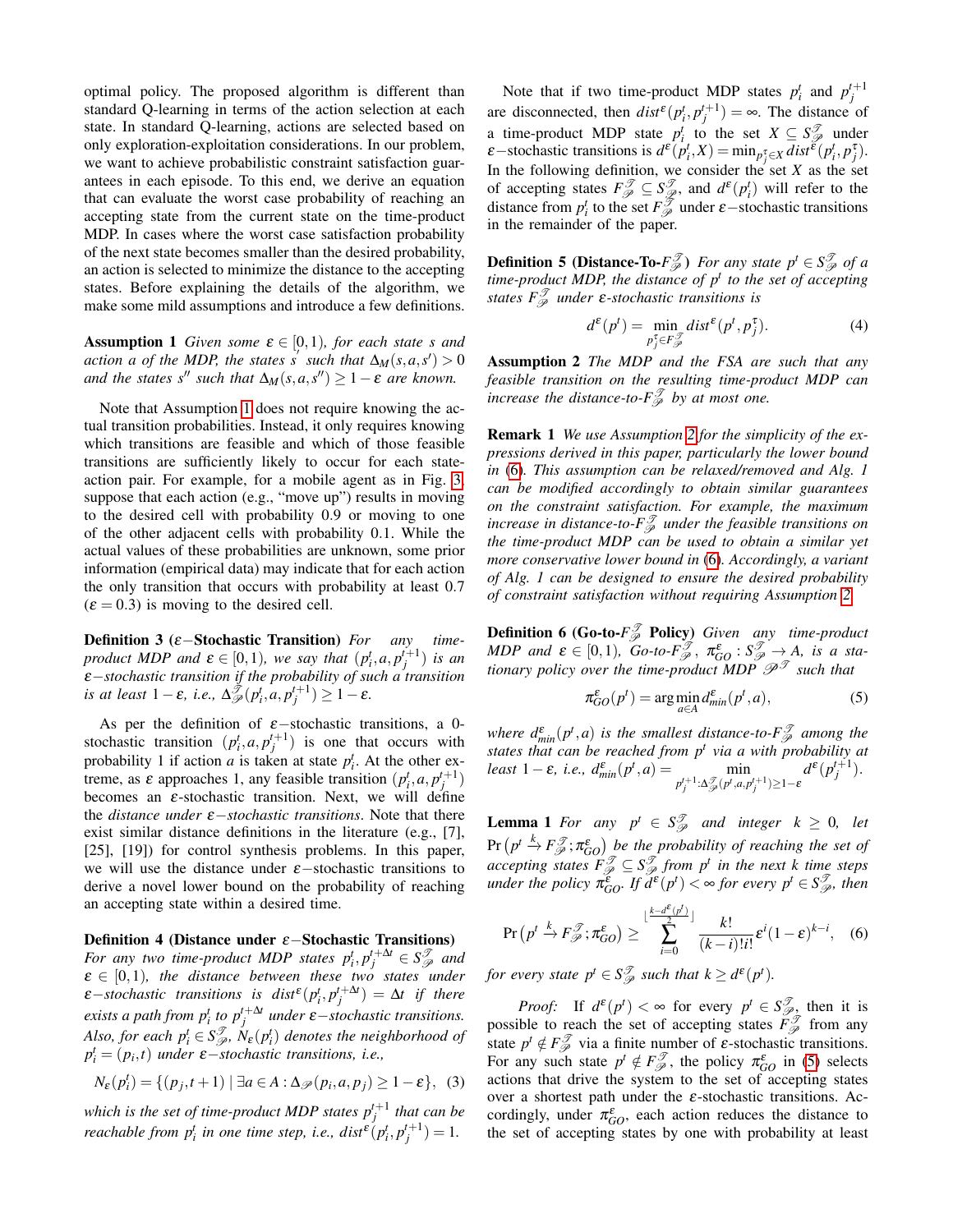optimal policy. The proposed algorithm is different than standard Q-learning in terms of the action selection at each state. In standard Q-learning, actions are selected based on only exploration-exploitation considerations. In our problem, we want to achieve probabilistic constraint satisfaction guarantees in each episode. To this end, we derive an equation that can evaluate the worst case probability of reaching an accepting state from the current state on the time-product MDP. In cases where the worst case satisfaction probability of the next state becomes smaller than the desired probability, an action is selected to minimize the distance to the accepting states. Before explaining the details of the algorithm, we make some mild assumptions and introduce a few definitions.

**Assumption 1** *Given some $\varepsilon \in [0,1)$, for each state $s$ and action $a$ of the MDP, the states $s'$ such that $\Delta_M(s,a,s') > 0$ and the states $s''$ such that $\Delta_M(s,a,s'') \geq 1-\varepsilon$ are known.*

Note that Assumption 1 does not require knowing the actual transition probabilities. Instead, it only requires knowing which transitions are feasible and which of those feasible transitions are sufficiently likely to occur for each state-action pair. For example, for a mobile agent as in Fig. 3, suppose that each action (e.g., "move up") results in moving to the desired cell with probability 0.9 or moving to one of the other adjacent cells with probability 0.1. While the actual values of these probabilities are unknown, some prior information (empirical data) may indicate that for each action the only transition that occurs with probability at least 0.7 ($\varepsilon = 0.3$) is moving to the desired cell.

**Definition 3 ($\varepsilon-$Stochastic Transition)** *For any time-product MDP and $\varepsilon \in [0,1)$, we say that $(p_i^t, a, p_j^{t+1})$ is an $\varepsilon-$stochastic transition if the probability of such a transition is at least $1-\varepsilon$, i.e., $\Delta_{\mathscr{P}}^{\mathscr{T}}(p_i^t, a, p_j^{t+1}) \geq 1-\varepsilon$.*

As per the definition of $\varepsilon-$stochastic transitions, a 0-stochastic transition $(p_i^t, a, p_j^{t+1})$ is one that occurs with probability 1 if action $a$ is taken at state $p_i^t$. At the other extreme, as $\varepsilon$ approaches 1, any feasible transition $(p_i^t, a, p_j^{t+1})$ becomes an $\varepsilon$-stochastic transition. Next, we will define the *distance under $\varepsilon-$stochastic transitions*. Note that there exist similar distance definitions in the literature (e.g., [7], [25], [19]) for control synthesis problems. In this paper, we will use the distance under $\varepsilon-$stochastic transitions to derive a novel lower bound on the probability of reaching an accepting state within a desired time.

**Definition 4 (Distance under $\varepsilon-$Stochastic Transitions)** *For any two time-product MDP states $p_i^t, p_j^{t+\Delta t} \in S_{\mathscr{P}}^{\mathscr{T}}$ and $\varepsilon \in [0,1)$, the distance between these two states under $\varepsilon-$stochastic transitions is $dist^{\varepsilon}(p_i^t, p_j^{t+\Delta t}) = \Delta t$ if there exists a path from $p_i^t$ to $p_j^{t+\Delta t}$ under $\varepsilon-$stochastic transitions. Also, for each $p_i^t \in S_{\mathscr{P}}^{\mathscr{T}}$, $N_{\varepsilon}(p_i^t)$ denotes the neighborhood of $p_i^t = (p_i, t)$ under $\varepsilon-$stochastic transitions, i.e.,*

$$N_{\varepsilon}(p_i^t) = \{(p_j, t+1) \mid \exists a \in A : \Delta_{\mathscr{P}}(p_i, a, p_j) \geq 1-\varepsilon\}, \quad (3)$$

*which is the set of time-product MDP states $p_j^{t+1}$ that can be reachable from $p_i^t$ in one time step, i.e., $dist^{\varepsilon}(p_i^t, p_j^{t+1}) = 1$.*

Note that if two time-product MDP states $p_i^t$ and $p_j^{t+1}$ are disconnected, then $dist^{\varepsilon}(p_i^t, p_j^{t+1}) = \infty$. The distance of a time-product MDP state $p_i^t$ to the set $X \subseteq S_{\mathscr{P}}^{\mathscr{T}}$ under $\varepsilon-$stochastic transitions is $d^{\varepsilon}(p_i^t, X) = \min_{p_j^{\tau} \in X} dist^{\varepsilon}(p_i^t, p_j^{\tau})$. In the following definition, we consider the set $X$ as the set of accepting states $F_{\mathscr{P}}^{\mathscr{T}} \subseteq S_{\mathscr{P}}^{\mathscr{T}}$, and $d^{\varepsilon}(p_i^t)$ will refer to the distance from $p_i^t$ to the set $F_{\mathscr{P}}^{\mathscr{T}}$ under $\varepsilon-$stochastic transitions in the remainder of the paper.

**Definition 5 (Distance-To-$F_{\mathscr{P}}^{\mathscr{T}}$)** *For any state $p^t \in S_{\mathscr{P}}^{\mathscr{T}}$ of a time-product MDP, the distance of $p^t$ to the set of accepting states $F_{\mathscr{P}}^{\mathscr{T}}$ under $\varepsilon$-stochastic transitions is*

$$d^{\varepsilon}(p^t) = \min_{p_j^{\tau} \in F_{\mathscr{P}}^{\mathscr{T}}} dist^{\varepsilon}(p^t, p_j^{\tau}). \quad (4)$$

**Assumption 2** *The MDP and the FSA are such that any feasible transition on the resulting time-product MDP can increase the distance-to-$F_{\mathscr{P}}^{\mathscr{T}}$ by at most one.*

**Remark 1** *We use Assumption 2 for the simplicity of the expressions derived in this paper, particularly the lower bound in (6). This assumption can be relaxed/removed and Alg. 1 can be modified accordingly to obtain similar guarantees on the constraint satisfaction. For example, the maximum increase in distance-to-$F_{\mathscr{P}}^{\mathscr{T}}$ under the feasible transitions on the time-product MDP can be used to obtain a similar yet more conservative lower bound in (6). Accordingly, a variant of Alg. 1 can be designed to ensure the desired probability of constraint satisfaction without requiring Assumption 2.*

**Definition 6 (Go-to-$F_{\mathscr{P}}^{\mathscr{T}}$ Policy)** *Given any time-product MDP and $\varepsilon \in [0,1)$, Go-to-$F_{\mathscr{P}}^{\mathscr{T}}$, $\pi_{GO}^{\varepsilon} : S_{\mathscr{P}}^{\mathscr{T}} \to A$, is a stationary policy over the time-product MDP $\mathscr{P}^{\mathscr{T}}$ such that*

$$\pi_{GO}^{\varepsilon}(p^t) = \arg\min_{a \in A} d_{min}^{\varepsilon}(p^t, a), \quad (5)$$

*where $d_{min}^{\varepsilon}(p^t, a)$ is the smallest distance-to-$F_{\mathscr{P}}^{\mathscr{T}}$ among the states that can be reached from $p^t$ via $a$ with probability at least $1-\varepsilon$, i.e., $d_{min}^{\varepsilon}(p^t, a) = \min_{p_j^{t+1} : \Delta_{\mathscr{P}}^{\mathscr{T}}(p^t, a, p_j^{t+1}) \geq 1-\varepsilon} d^{\varepsilon}(p_j^{t+1})$.*

**Lemma 1** *For any $p^t \in S_{\mathscr{P}}^{\mathscr{T}}$ and integer $k \geq 0$, let $\Pr\left(p^t \xrightarrow{k} F_{\mathscr{P}}^{\mathscr{T}}; \pi_{GO}^{\varepsilon}\right)$ be the probability of reaching the set of accepting states $F_{\mathscr{P}}^{\mathscr{T}} \subseteq S_{\mathscr{P}}^{\mathscr{T}}$ from $p^t$ in the next $k$ time steps under the policy $\pi_{GO}^{\varepsilon}$. If $d^{\varepsilon}(p^t) < \infty$ for every $p^t \in S_{\mathscr{P}}^{\mathscr{T}}$, then*

$$\Pr\left(p^t \xrightarrow{k} F_{\mathscr{P}}^{\mathscr{T}}; \pi_{GO}^{\varepsilon}\right) \geq \sum_{i=0}^{\lfloor \frac{k-d^{\varepsilon}(p^t)}{2} \rfloor} \frac{k!}{(k-i)!i!} \varepsilon^i (1-\varepsilon)^{k-i}, \quad (6)$$

*for every state $p^t \in S_{\mathscr{P}}^{\mathscr{T}}$ such that $k \geq d^{\varepsilon}(p^t)$.*

*Proof:* If $d^{\varepsilon}(p^t) < \infty$ for every $p^t \in S_{\mathscr{P}}^{\mathscr{T}}$, then it is possible to reach the set of accepting states $F_{\mathscr{P}}^{\mathscr{T}}$ from any state $p^t \notin F_{\mathscr{P}}^{\mathscr{T}}$ via a finite number of $\varepsilon$-stochastic transitions. For any such state $p^t \notin F_{\mathscr{P}}^{\mathscr{T}}$, the policy $\pi_{GO}^{\varepsilon}$ in (5) selects actions that drive the system to the set of accepting states over a shortest path under the $\varepsilon$-stochastic transitions. Accordingly, under $\pi_{GO}^{\varepsilon}$, each action reduces the distance to the set of accepting states by one with probability at least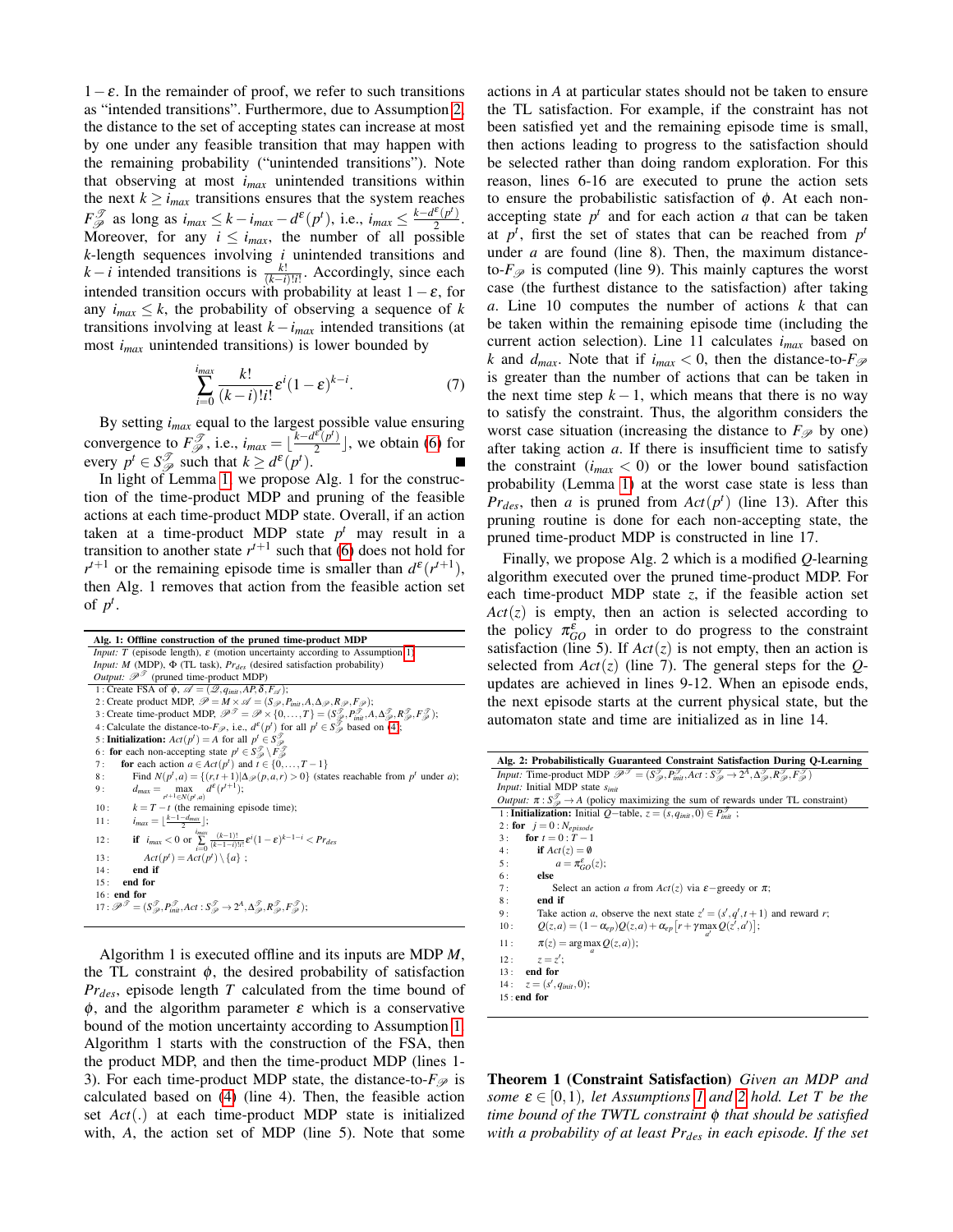$1-\varepsilon$. In the remainder of proof, we refer to such transitions as "intended transitions". Furthermore, due to Assumption 2, the distance to the set of accepting states can increase at most by one under any feasible transition that may happen with the remaining probability ("unintended transitions"). Note that observing at most $i_{max}$ unintended transitions within the next $k \geq i_{max}$ transitions ensures that the system reaches $F^{\mathcal{T}}_{\mathcal{P}}$ as long as $i_{max} \leq k - i_{max} - d^{\varepsilon}(p^t)$, i.e., $i_{max} \leq \frac{k-d^{\varepsilon}(p^t)}{2}$. Moreover, for any $i \leq i_{max}$, the number of all possible $k$-length sequences involving $i$ unintended transitions and $k-i$ intended transitions is $\frac{k!}{(k-i)!i!}$. Accordingly, since each intended transition occurs with probability at least $1-\varepsilon$, for any $i_{max} \leq k$, the probability of observing a sequence of $k$ transitions involving at least $k - i_{max}$ intended transitions (at most $i_{max}$ unintended transitions) is lower bounded by

$$\sum_{i=0}^{i_{max}} \frac{k!}{(k-i)!i!} \varepsilon^i (1-\varepsilon)^{k-i}. \tag{7}$$

By setting $i_{max}$ equal to the largest possible value ensuring convergence to $F^{\mathcal{T}}_{\mathcal{P}}$, i.e., $i_{max} = \lfloor \frac{k-d^{\varepsilon}(p^t)}{2} \rfloor$, we obtain (6) for every $p^t \in S^{\mathcal{T}}_{\mathcal{P}}$ such that $k \geq d^{\varepsilon}(p^t)$. ∎

In light of Lemma 1, we propose Alg. 1 for the construction of the time-product MDP and pruning of the feasible actions at each time-product MDP state. Overall, if an action taken at a time-product MDP state $p^t$ may result in a transition to another state $r^{t+1}$ such that (6) does not hold for $r^{t+1}$ or the remaining episode time is smaller than $d^{\varepsilon}(r^{t+1})$, then Alg. 1 removes that action from the feasible action set of $p^t$.

**Alg. 1: Offline construction of the pruned time-product MDP**

*Input:* $T$ (episode length), $\varepsilon$ (motion uncertainty according to Assumption 1)
*Input:* $M$ (MDP), $\Phi$ (TL task), $Pr_{des}$ (desired satisfaction probability)
*Output:* $\mathcal{P}^{\mathcal{T}}$ (pruned time-product MDP)

```
1 : Create FSA of φ, A = (Q, q_init, AP, δ, F_A);
2 : Create product MDP, P = M × A = (S_P, P_init, A, Δ_P, R_P, F_P);
3 : Create time-product MDP, P^T = P × {0,...,T} = (S^T_P, P^T_init, A, Δ^T_P, R^T_P, F^T_P);
4 : Calculate the distance-to-F_P, i.e., d^ε(p^t) for all p^t ∈ S^T_P based on (4);
5 : Initialization: Act(p^t) = A for all p^t ∈ S^T_P
6 : for each non-accepting state p^t ∈ S^T_P \ F^T_P
7 :     for each action a ∈ Act(p^t) and t ∈ {0,...,T−1}
8 :         Find N(p^t, a) = {(r, t+1) | Δ_P(p, a, r) > 0} (states reachable from p^t under a);
9 :         d_max = max_{r^{t+1} ∈ N(p^t, a)} d^ε(r^{t+1});
10:         k = T − t (the remaining episode time);
11:         i_max = ⌊(k − 1 − d_max)/2⌋;
12:         if i_max < 0 or Σ_{i=0}^{i_max} (k−1)!/((k−1−i)! i!) ε^i (1−ε)^{k−1−i} < Pr_des
13:             Act(p^t) = Act(p^t) \ {a};
14:         end if
15:     end for
16: end for
17: P^T = (S^T_P, P^T_init, Act : S^T_P → 2^A, Δ^T_P, R^T_P, F^T_P);
```

Algorithm 1 is executed offline and its inputs are MDP $M$, the TL constraint $\phi$, the desired probability of satisfaction $Pr_{des}$, episode length $T$ calculated from the time bound of $\phi$, and the algorithm parameter $\varepsilon$ which is a conservative bound of the motion uncertainty according to Assumption 1. Algorithm 1 starts with the construction of the FSA, then the product MDP, and then the time-product MDP (lines 1-3). For each time-product MDP state, the distance-to-$F_{\mathcal{P}}$ is calculated based on (4) (line 4). Then, the feasible action set $Act(.)$ at each time-product MDP state is initialized with, $A$, the action set of MDP (line 5). Note that some actions in $A$ at particular states should not be taken to ensure the TL satisfaction. For example, if the constraint has not been satisfied yet and the remaining episode time is small, then actions leading to progress to the satisfaction should be selected rather than doing random exploration. For this reason, lines 6-16 are executed to prune the action sets to ensure the probabilistic satisfaction of $\phi$. At each non-accepting state $p^t$ and for each action $a$ that can be taken at $p^t$, first the set of states that can be reached from $p^t$ under $a$ are found (line 8). Then, the maximum distance-to-$F_{\mathcal{P}}$ is computed (line 9). This mainly captures the worst case (the furthest distance to the satisfaction) after taking $a$. Line 10 computes the number of actions $k$ that can be taken within the remaining episode time (including the current action selection). Line 11 calculates $i_{max}$ based on $k$ and $d_{max}$. Note that if $i_{max} < 0$, then the distance-to-$F_{\mathcal{P}}$ is greater than the number of actions that can be taken in the next time step $k-1$, which means that there is no way to satisfy the constraint. Thus, the algorithm considers the worst case situation (increasing the distance to $F_{\mathcal{P}}$ by one) after taking action $a$. If there is insufficient time to satisfy the constraint ($i_{max} < 0$) or the lower bound satisfaction probability (Lemma 1) at the worst case state is less than $Pr_{des}$, then $a$ is pruned from $Act(p^t)$ (line 13). After this pruning routine is done for each non-accepting state, the pruned time-product MDP is constructed in line 17.

Finally, we propose Alg. 2 which is a modified $Q$-learning algorithm executed over the pruned time-product MDP. For each time-product MDP state $z$, if the feasible action set $Act(z)$ is empty, then an action is selected according to the policy $\pi^{\varepsilon}_{GO}$ in order to do progress to the constraint satisfaction (line 5). If $Act(z)$ is not empty, then an action is selected from $Act(z)$ (line 7). The general steps for the $Q$-updates are achieved in lines 9-12. When an episode ends, the next episode starts at the current physical state, but the automaton state and time are initialized as in line 14.

**Alg. 2: Probabilistically Guaranteed Constraint Satisfaction During Q-Learning**

*Input:* Time-product MDP $\mathcal{P}^{\mathcal{T}} = (S^{\mathcal{T}}_{\mathcal{P}}, P^{\mathcal{T}}_{init}, Act : S^{\mathcal{T}}_{\mathcal{P}} \rightarrow 2^A, \Delta^{\mathcal{T}}_{\mathcal{P}}, R^{\mathcal{T}}_{\mathcal{P}}, F^{\mathcal{T}}_{\mathcal{P}})$
*Input:* Initial MDP state $s_{init}$
*Output:* $\pi : S^{\mathcal{T}}_{\mathcal{P}} \rightarrow A$ (policy maximizing the sum of rewards under TL constraint)

```
1 : Initialization: Initial Q-table, z = (s, q_init, 0) ∈ P^T_init ;
2 : for j = 0 : N_episode
3 :     for t = 0 : T − 1
4 :         if Act(z) = ∅
5 :             a = π^ε_GO(z);
6 :         else
7 :             Select an action a from Act(z) via ε-greedy or π;
8 :         end if
9 :         Take action a, observe the next state z' = (s', q', t+1) and reward r;
10:         Q(z,a) = (1 − α_ep) Q(z,a) + α_ep [r + γ max_{a'} Q(z', a')];
11:         π(z) = argmax_a Q(z, a));
12:         z = z';
13:     end for
14:     z = (s', q_init, 0);
15: end for
```

**Theorem 1 (Constraint Satisfaction)** *Given an MDP and some $\varepsilon \in [0,1)$, let Assumptions 1 and 2 hold. Let $T$ be the time bound of the TWTL constraint $\phi$ that should be satisfied with a probability of at least $Pr_{des}$ in each episode. If the set*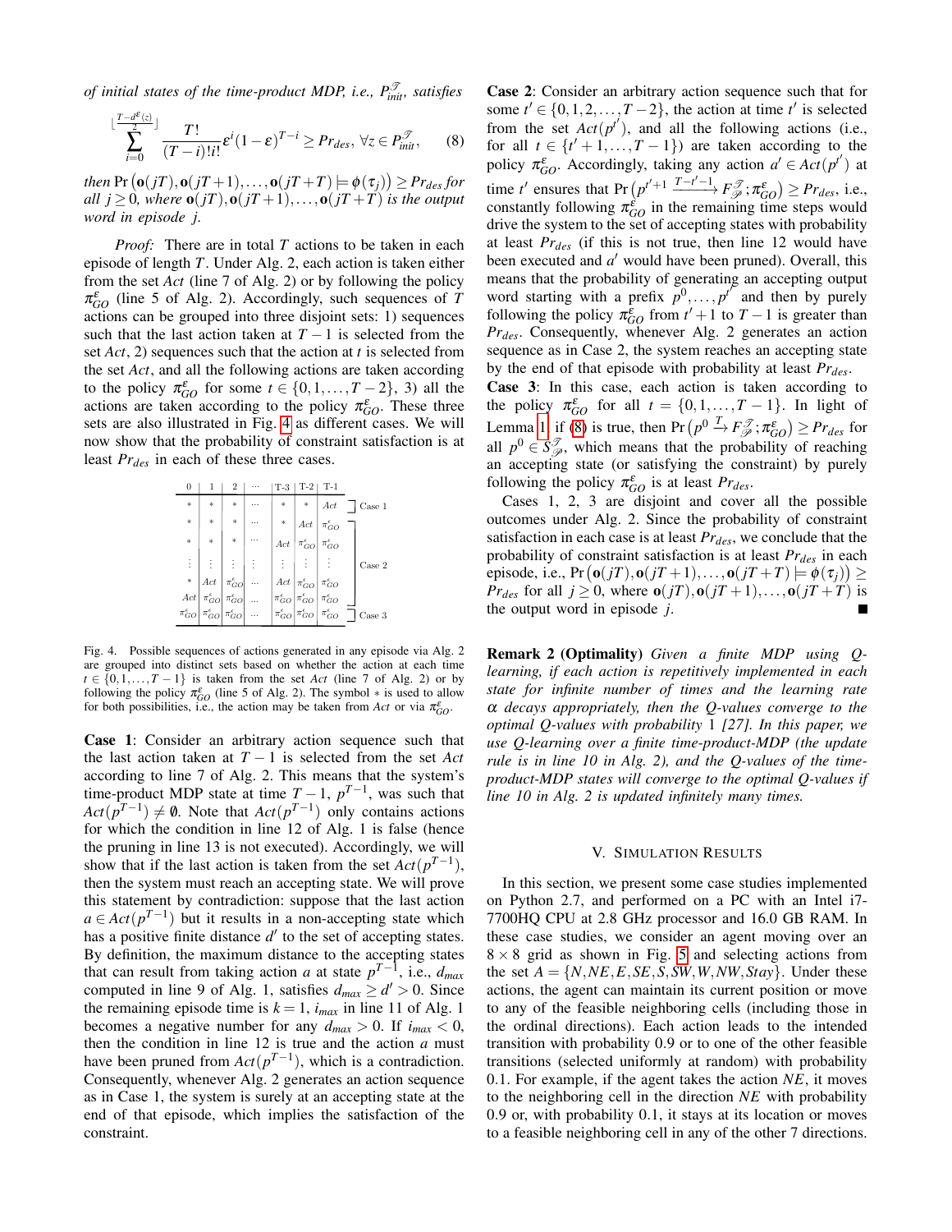*of initial states of the time-product MDP, i.e., $P_{init}^{\mathscr{T}}$, satisfies*

$$\sum_{i=0}^{\lfloor \frac{T-d^{\varepsilon}(z)}{2} \rfloor} \frac{T!}{(T-i)!i!} \varepsilon^{i}(1-\varepsilon)^{T-i} \geq Pr_{des},\ \forall z \in P_{init}^{\mathscr{T}}, \quad (8)$$

*then* $\Pr\big(\mathbf{o}(jT), \mathbf{o}(jT+1), \ldots, \mathbf{o}(jT+T) \models \phi(\tau_j)\big) \geq Pr_{des}$ *for all* $j \geq 0$*, where* $\mathbf{o}(jT), \mathbf{o}(jT+1), \ldots, \mathbf{o}(jT+T)$ *is the output word in episode* $j$*.*

*Proof:* There are in total $T$ actions to be taken in each episode of length $T$. Under Alg. 2, each action is taken either from the set $Act$ (line 7 of Alg. 2) or by following the policy $\pi_{GO}^{\varepsilon}$ (line 5 of Alg. 2). Accordingly, such sequences of $T$ actions can be grouped into three disjoint sets: 1) sequences such that the last action taken at $T-1$ is selected from the set $Act$, 2) sequences such that the action at $t$ is selected from the set $Act$, and all the following actions are taken according to the policy $\pi_{GO}^{\varepsilon}$ for some $t \in \{0,1,\ldots,T-2\}$, 3) all the actions are taken according to the policy $\pi_{GO}^{\varepsilon}$. These three sets are also illustrated in Fig. 4 as different cases. We will now show that the probability of constraint satisfaction is at least $Pr_{des}$ in each of these three cases.

| 0 | 1 | 2 | ⋯ | T-3 | T-2 | T-1 | |
|---|---|---|---|---|---|---|---|
| * | * | * | ⋯ | * | * | $Act$ | Case 1 |
| * | * | * | ⋯ | * | $Act$ | $\pi_{GO}^{\varepsilon}$ | Case 2 |
| * | * | * | ⋯ | $Act$ | $\pi_{GO}^{\varepsilon}$ | $\pi_{GO}^{\varepsilon}$ | |
| ⋮ | ⋮ | ⋮ | ⋮ | ⋮ | ⋮ | ⋮ | |
| * | $Act$ | $\pi_{GO}^{\varepsilon}$ | ⋯ | $Act$ | $\pi_{GO}^{\varepsilon}$ | $\pi_{GO}^{\varepsilon}$ | |
| $Act$ | $\pi_{GO}^{\varepsilon}$ | $\pi_{GO}^{\varepsilon}$ | ⋯ | $\pi_{GO}^{\varepsilon}$ | $\pi_{GO}^{\varepsilon}$ | $\pi_{GO}^{\varepsilon}$ | |
| $\pi_{GO}^{\varepsilon}$ | $\pi_{GO}^{\varepsilon}$ | $\pi_{GO}^{\varepsilon}$ | ⋯ | $\pi_{GO}^{\varepsilon}$ | $\pi_{GO}^{\varepsilon}$ | $\pi_{GO}^{\varepsilon}$ | Case 3 |

Fig. 4. Possible sequences of actions generated in any episode via Alg. 2 are grouped into distinct sets based on whether the action at each time $t \in \{0,1,\ldots,T-1\}$ is taken from the set $Act$ (line 7 of Alg. 2) or by following the policy $\pi_{GO}^{\varepsilon}$ (line 5 of Alg. 2). The symbol $*$ is used to allow for both possibilities, i.e., the action may be taken from $Act$ or via $\pi_{GO}^{\varepsilon}$.

**Case 1**: Consider an arbitrary action sequence such that the last action taken at $T-1$ is selected from the set $Act$ according to line 7 of Alg. 2. This means that the system's time-product MDP state at time $T-1$, $p^{T-1}$, was such that $Act(p^{T-1}) \neq \emptyset$. Note that $Act(p^{T-1})$ only contains actions for which the condition in line 12 of Alg. 1 is false (hence the pruning in line 13 is not executed). Accordingly, we will show that if the last action is taken from the set $Act(p^{T-1})$, then the system must reach an accepting state. We will prove this statement by contradiction: suppose that the last action $a \in Act(p^{T-1})$ but it results in a non-accepting state which has a positive finite distance $d'$ to the set of accepting states. By definition, the maximum distance to the accepting states that can result from taking action $a$ at state $p^{T-1}$, i.e., $d_{max}$ computed in line 9 of Alg. 1, satisfies $d_{max} \geq d' > 0$. Since the remaining episode time is $k=1$, $i_{max}$ in line 11 of Alg. 1 becomes a negative number for any $d_{max} > 0$. If $i_{max} < 0$, then the condition in line 12 is true and the action $a$ must have been pruned from $Act(p^{T-1})$, which is a contradiction. Consequently, whenever Alg. 2 generates an action sequence as in Case 1, the system is surely at an accepting state at the end of that episode, which implies the satisfaction of the constraint.

**Case 2**: Consider an arbitrary action sequence such that for some $t' \in \{0,1,2,\ldots,T-2\}$, the action at time $t'$ is selected from the set $Act(p^{t'})$, and all the following actions (i.e., for all $t \in \{t'+1,\ldots,T-1\}$) are taken according to the policy $\pi_{GO}^{\varepsilon}$. Accordingly, taking any action $a' \in Act(p^{t'})$ at time $t'$ ensures that $\Pr\big(p^{t'+1} \xrightarrow{T-t'-1} F_{\mathscr{P}}^{\mathscr{T}}; \pi_{GO}^{\varepsilon}\big) \geq Pr_{des}$, i.e., constantly following $\pi_{GO}^{\varepsilon}$ in the remaining time steps would drive the system to the set of accepting states with probability at least $Pr_{des}$ (if this is not true, then line 12 would have been executed and $a'$ would have been pruned). Overall, this means that the probability of generating an accepting output word starting with a prefix $p^0,\ldots,p^{t'}$ and then by purely following the policy $\pi_{GO}^{\varepsilon}$ from $t'+1$ to $T-1$ is greater than $Pr_{des}$. Consequently, whenever Alg. 2 generates an action sequence as in Case 2, the system reaches an accepting state by the end of that episode with probability at least $Pr_{des}$.

**Case 3**: In this case, each action is taken according to the policy $\pi_{GO}^{\varepsilon}$ for all $t = \{0,1,\ldots,T-1\}$. In light of Lemma 1, if (8) is true, then $\Pr\big(p^0 \xrightarrow{T} F_{\mathscr{P}}^{\mathscr{T}}; \pi_{GO}^{\varepsilon}\big) \geq Pr_{des}$ for all $p^0 \in S_{\mathscr{P}}^{\mathscr{T}}$, which means that the probability of reaching an accepting state (or satisfying the constraint) by purely following the policy $\pi_{GO}^{\varepsilon}$ is at least $Pr_{des}$.

Cases 1, 2, 3 are disjoint and cover all the possible outcomes under Alg. 2. Since the probability of constraint satisfaction in each case is at least $Pr_{des}$, we conclude that the probability of constraint satisfaction is at least $Pr_{des}$ in each episode, i.e., $\Pr\big(\mathbf{o}(jT), \mathbf{o}(jT+1), \ldots, \mathbf{o}(jT+T) \models \phi(\tau_j)\big) \geq Pr_{des}$ for all $j \geq 0$, where $\mathbf{o}(jT), \mathbf{o}(jT+1), \ldots, \mathbf{o}(jT+T)$ is the output word in episode $j$. ∎

**Remark 2 (Optimality)** *Given a finite MDP using Q-learning, if each action is repetitively implemented in each state for infinite number of times and the learning rate* $\alpha$ *decays appropriately, then the Q-values converge to the optimal Q-values with probability* 1 *[27]. In this paper, we use Q-learning over a finite time-product-MDP (the update rule is in line 10 in Alg. 2), and the Q-values of the time-product-MDP states will converge to the optimal Q-values if line 10 in Alg. 2 is updated infinitely many times.*

## V. Simulation Results

In this section, we present some case studies implemented on Python 2.7, and performed on a PC with an Intel i7-7700HQ CPU at 2.8 GHz processor and 16.0 GB RAM. In these case studies, we consider an agent moving over an $8 \times 8$ grid as shown in Fig. 5 and selecting actions from the set $A = \{N, NE, E, SE, S, SW, W, NW, Stay\}$. Under these actions, the agent can maintain its current position or move to any of the feasible neighboring cells (including those in the ordinal directions). Each action leads to the intended transition with probability 0.9 or to one of the other feasible transitions (selected uniformly at random) with probability 0.1. For example, if the agent takes the action $NE$, it moves to the neighboring cell in the direction $NE$ with probability 0.9 or, with probability 0.1, it stays at its location or moves to a feasible neighboring cell in any of the other 7 directions.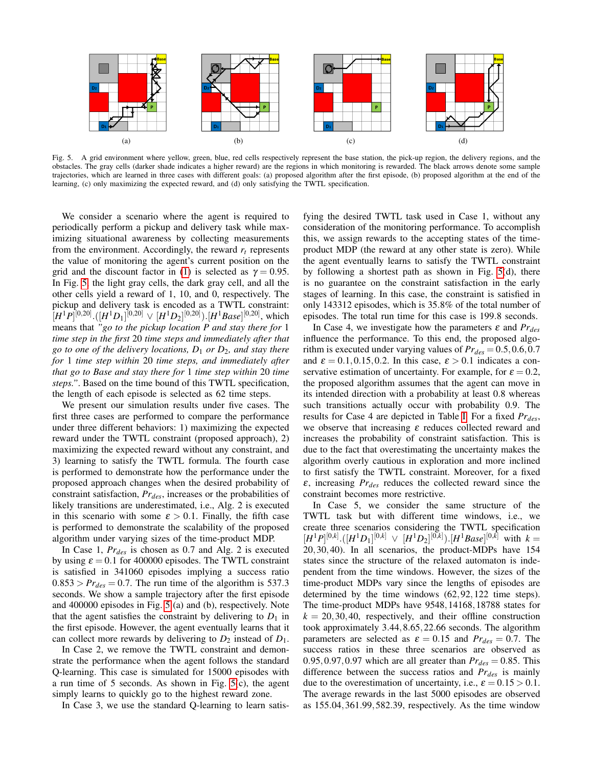Fig. 5. A grid environment where yellow, green, blue, red cells respectively represent the base station, the pick-up region, the delivery regions, and the obstacles. The gray cells (darker shade indicates a higher reward) are the regions in which monitoring is rewarded. The black arrows denote some sample trajectories, which are learned in three cases with different goals: (a) proposed algorithm after the first episode, (b) proposed algorithm at the end of the learning, (c) only maximizing the expected reward, and (d) only satisfying the TWTL specification.

We consider a scenario where the agent is required to periodically perform a pickup and delivery task while maximizing situational awareness by collecting measurements from the environment. Accordingly, the reward $r_t$ represents the value of monitoring the agent's current position on the grid and the discount factor in (1) is selected as $\gamma = 0.95$. In Fig. 5, the light gray cells, the dark gray cell, and all the other cells yield a reward of 1, 10, and 0, respectively. The pickup and delivery task is encoded as a TWTL constraint: $[H^1P]^{[0,20]}.([H^1D_1]^{[0,20]} \vee [H^1D_2]^{[0,20]}).[H^1Base]^{[0,20]}$, which means that *"go to the pickup location P and stay there for 1 time step in the first 20 time steps and immediately after that go to one of the delivery locations, $D_1$ or $D_2$, and stay there for 1 time step within 20 time steps, and immediately after that go to Base and stay there for 1 time step within 20 time steps."*. Based on the time bound of this TWTL specification, the length of each episode is selected as 62 time steps.

We present our simulation results under five cases. The first three cases are performed to compare the performance under three different behaviors: 1) maximizing the expected reward under the TWTL constraint (proposed approach), 2) maximizing the expected reward without any constraint, and 3) learning to satisfy the TWTL formula. The fourth case is performed to demonstrate how the performance under the proposed approach changes when the desired probability of constraint satisfaction, $Pr_{des}$, increases or the probabilities of likely transitions are underestimated, i.e., Alg. 2 is executed in this scenario with some $\varepsilon > 0.1$. Finally, the fifth case is performed to demonstrate the scalability of the proposed algorithm under varying sizes of the time-product MDP.

In Case 1, $Pr_{des}$ is chosen as 0.7 and Alg. 2 is executed by using $\varepsilon = 0.1$ for 400000 episodes. The TWTL constraint is satisfied in 341060 episodes implying a success ratio $0.853 > Pr_{des} = 0.7$. The run time of the algorithm is 537.3 seconds. We show a sample trajectory after the first episode and 400000 episodes in Fig. 5(a) and (b), respectively. Note that the agent satisfies the constraint by delivering to $D_1$ in the first episode. However, the agent eventually learns that it can collect more rewards by delivering to $D_2$ instead of $D_1$.

In Case 2, we remove the TWTL constraint and demonstrate the performance when the agent follows the standard Q-learning. This case is simulated for 15000 episodes with a run time of 5 seconds. As shown in Fig. 5(c), the agent simply learns to quickly go to the highest reward zone.

In Case 3, we use the standard Q-learning to learn satisfying the desired TWTL task used in Case 1, without any consideration of the monitoring performance. To accomplish this, we assign rewards to the accepting states of the time-product MDP (the reward at any other state is zero). While the agent eventually learns to satisfy the TWTL constraint by following a shortest path as shown in Fig. 5(d), there is no guarantee on the constraint satisfaction in the early stages of learning. In this case, the constraint is satisfied in only 143312 episodes, which is 35.8% of the total number of episodes. The total run time for this case is 199.8 seconds.

In Case 4, we investigate how the parameters $\varepsilon$ and $Pr_{des}$ influence the performance. To this end, the proposed algorithm is executed under varying values of $Pr_{des} = 0.5, 0.6, 0.7$ and $\varepsilon = 0.1, 0.15, 0.2$. In this case, $\varepsilon > 0.1$ indicates a conservative estimation of uncertainty. For example, for $\varepsilon = 0.2$, the proposed algorithm assumes that the agent can move in its intended direction with a probability at least 0.8 whereas such transitions actually occur with probability 0.9. The results for Case 4 are depicted in Table I. For a fixed $Pr_{des}$, we observe that increasing $\varepsilon$ reduces collected reward and increases the probability of constraint satisfaction. This is due to the fact that overestimating the uncertainty makes the algorithm overly cautious in exploration and more inclined to first satisfy the TWTL constraint. Moreover, for a fixed $\varepsilon$, increasing $Pr_{des}$ reduces the collected reward since the constraint becomes more restrictive.

In Case 5, we consider the same structure of the TWTL task but with different time windows, i.e., we create three scenarios considering the TWTL specification $[H^1P]^{[0,k]}.([H^1D_1]^{[0,k]} \vee [H^1D_2]^{[0,k]}).[H^1Base]^{[0,k]}$ with $k = 20, 30, 40$). In all scenarios, the product-MDPs have 154 states since the structure of the relaxed automaton is independent from the time windows. However, the sizes of the time-product MDPs vary since the lengths of episodes are determined by the time windows (62, 92, 122 time steps). The time-product MDPs have 9548, 14168, 18788 states for $k = 20, 30, 40$, respectively, and their offline construction took approximately 3.44, 8.65, 22.66 seconds. The algorithm parameters are selected as $\varepsilon = 0.15$ and $Pr_{des} = 0.7$. The success ratios in these three scenarios are observed as 0.95, 0.97, 0.97 which are all greater than $Pr_{des} = 0.85$. This difference between the success ratios and $Pr_{des}$ is mainly due to the overestimation of uncertainty, i.e., $\varepsilon = 0.15 > 0.1$. The average rewards in the last 5000 episodes are observed as 155.04, 361.99, 582.39, respectively. As the time window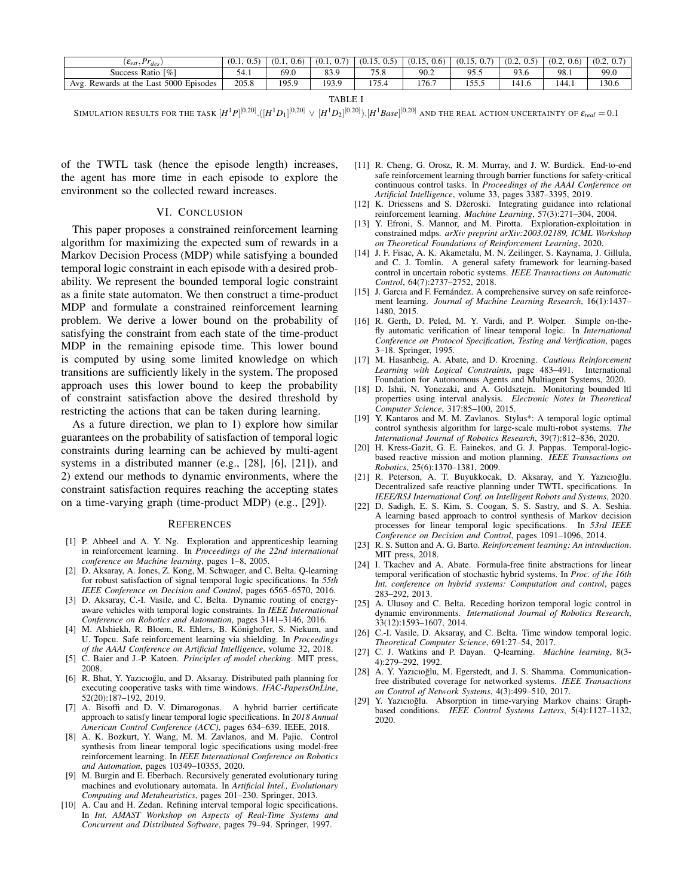| $(\varepsilon_{est}, Pr_{des})$ | (0.1, 0.5) | (0.1, 0.6) | (0.1, 0.7) | (0.15, 0.5) | (0.15, 0.6) | (0.15, 0.7) | (0.2, 0.5) | (0.2, 0.6) | (0.2, 0.7) |
|---|---|---|---|---|---|---|---|---|---|
| Success Ratio [%] | 54.1 | 69.0 | 83.9 | 75.8 | 90.2 | 95.5 | 93.6 | 98.1 | 99.0 |
| Avg. Rewards at the Last 5000 Episodes | 205.8 | 195.9 | 193.9 | 175.4 | 176.7 | 155.5 | 141.6 | 144.1 | 130.6 |

TABLE I

SIMULATION RESULTS FOR THE TASK $[H^1P]^{[0,20]}.([H^1D_1]^{[0,20]} \vee [H^1D_2]^{[0,20]}).[H^1Base]^{[0,20]}$ AND THE REAL ACTION UNCERTAINTY OF $\varepsilon_{real} = 0.1$

of the TWTL task (hence the episode length) increases, the agent has more time in each episode to explore the environment so the collected reward increases.

## VI. CONCLUSION

This paper proposes a constrained reinforcement learning algorithm for maximizing the expected sum of rewards in a Markov Decision Process (MDP) while satisfying a bounded temporal logic constraint in each episode with a desired probability. We represent the bounded temporal logic constraint as a finite state automaton. We then construct a time-product MDP and formulate a constrained reinforcement learning problem. We derive a lower bound on the probability of satisfying the constraint from each state of the time-product MDP in the remaining episode time. This lower bound is computed by using some limited knowledge on which transitions are sufficiently likely in the system. The proposed approach uses this lower bound to keep the probability of constraint satisfaction above the desired threshold by restricting the actions that can be taken during learning.

As a future direction, we plan to 1) explore how similar guarantees on the probability of satisfaction of temporal logic constraints during learning can be achieved by multi-agent systems in a distributed manner (e.g., [28], [6], [21]), and 2) extend our methods to dynamic environments, where the constraint satisfaction requires reaching the accepting states on a time-varying graph (time-product MDP) (e.g., [29]).

## REFERENCES

[1] P. Abbeel and A. Y. Ng. Exploration and apprenticeship learning in reinforcement learning. In *Proceedings of the 22nd international conference on Machine learning*, pages 1–8, 2005.

[2] D. Aksaray, A. Jones, Z. Kong, M. Schwager, and C. Belta. Q-learning for robust satisfaction of signal temporal logic specifications. In *55th IEEE Conference on Decision and Control*, pages 6565–6570, 2016.

[3] D. Aksaray, C.-I. Vasile, and C. Belta. Dynamic routing of energy-aware vehicles with temporal logic constraints. In *IEEE International Conference on Robotics and Automation*, pages 3141–3146, 2016.

[4] M. Alshiekh, R. Bloem, R. Ehlers, B. Könighofer, S. Niekum, and U. Topcu. Safe reinforcement learning via shielding. In *Proceedings of the AAAI Conference on Artificial Intelligence*, volume 32, 2018.

[5] C. Baier and J.-P. Katoen. *Principles of model checking*. MIT press, 2008.

[6] R. Bhat, Y. Yazıcıoğlu, and D. Aksaray. Distributed path planning for executing cooperative tasks with time windows. *IFAC-PapersOnLine*, 52(20):187–192, 2019.

[7] A. Bisoffi and D. V. Dimarogonas. A hybrid barrier certificate approach to satisfy linear temporal logic specifications. In *2018 Annual American Control Conference (ACC)*, pages 634–639. IEEE, 2018.

[8] A. K. Bozkurt, Y. Wang, M. M. Zavlanos, and M. Pajic. Control synthesis from linear temporal logic specifications using model-free reinforcement learning. In *IEEE International Conference on Robotics and Automation*, pages 10349–10355, 2020.

[9] M. Burgin and E. Eberbach. Recursively generated evolutionary turing machines and evolutionary automata. In *Artificial Intel., Evolutionary Computing and Metaheuristics*, pages 201–230. Springer, 2013.

[10] A. Cau and H. Zedan. Refining interval temporal logic specifications. In *Int. AMAST Workshop on Aspects of Real-Time Systems and Concurrent and Distributed Software*, pages 79–94. Springer, 1997.

[11] R. Cheng, G. Orosz, R. M. Murray, and J. W. Burdick. End-to-end safe reinforcement learning through barrier functions for safety-critical continuous control tasks. In *Proceedings of the AAAI Conference on Artificial Intelligence*, volume 33, pages 3387–3395, 2019.

[12] K. Driessens and S. Džeroski. Integrating guidance into relational reinforcement learning. *Machine Learning*, 57(3):271–304, 2004.

[13] Y. Efroni, S. Mannor, and M. Pirotta. Exploration-exploitation in constrained mdps. *arXiv preprint arXiv:2003.02189, ICML Workshop on Theoretical Foundations of Reinforcement Learning*, 2020.

[14] J. F. Fisac, A. K. Akametalu, M. N. Zeilinger, S. Kaynama, J. Gillula, and C. J. Tomlin. A general safety framework for learning-based control in uncertain robotic systems. *IEEE Transactions on Automatic Control*, 64(7):2737–2752, 2018.

[15] J. Garcıa and F. Fernández. A comprehensive survey on safe reinforcement learning. *Journal of Machine Learning Research*, 16(1):1437–1480, 2015.

[16] R. Gerth, D. Peled, M. Y. Vardi, and P. Wolper. Simple on-the-fly automatic verification of linear temporal logic. In *International Conference on Protocol Specification, Testing and Verification*, pages 3–18. Springer, 1995.

[17] M. Hasanbeig, A. Abate, and D. Kroening. *Cautious Reinforcement Learning with Logical Constraints*, page 483–491. International Foundation for Autonomous Agents and Multiagent Systems, 2020.

[18] D. Ishii, N. Yonezaki, and A. Goldsztejn. Monitoring bounded ltl properties using interval analysis. *Electronic Notes in Theoretical Computer Science*, 317:85–100, 2015.

[19] Y. Kantaros and M. M. Zavlanos. Stylus*: A temporal logic optimal control synthesis algorithm for large-scale multi-robot systems. *The International Journal of Robotics Research*, 39(7):812–836, 2020.

[20] H. Kress-Gazit, G. E. Fainekos, and G. J. Pappas. Temporal-logic-based reactive mission and motion planning. *IEEE Transactions on Robotics*, 25(6):1370–1381, 2009.

[21] R. Peterson, A. T. Buyukkocak, D. Aksaray, and Y. Yazıcıoğlu. Decentralized safe reactive planning under TWTL specifications. In *IEEE/RSJ International Conf. on Intelligent Robots and Systems*, 2020.

[22] D. Sadigh, E. S. Kim, S. Coogan, S. S. Sastry, and S. A. Seshia. A learning based approach to control synthesis of Markov decision processes for linear temporal logic specifications. In *53rd IEEE Conference on Decision and Control*, pages 1091–1096, 2014.

[23] R. S. Sutton and A. G. Barto. *Reinforcement learning: An introduction*. MIT press, 2018.

[24] I. Tkachev and A. Abate. Formula-free finite abstractions for linear temporal verification of stochastic hybrid systems. In *Proc. of the 16th Int. conference on hybrid systems: Computation and control*, pages 283–292, 2013.

[25] A. Ulusoy and C. Belta. Receding horizon temporal logic control in dynamic environments. *International Journal of Robotics Research*, 33(12):1593–1607, 2014.

[26] C.-I. Vasile, D. Aksaray, and C. Belta. Time window temporal logic. *Theoretical Computer Science*, 691:27–54, 2017.

[27] C. J. Watkins and P. Dayan. Q-learning. *Machine learning*, 8(3-4):279–292, 1992.

[28] A. Y. Yazıcıoğlu, M. Egerstedt, and J. S. Shamma. Communication-free distributed coverage for networked systems. *IEEE Transactions on Control of Network Systems*, 4(3):499–510, 2017.

[29] Y. Yazıcıoğlu. Absorption in time-varying Markov chains: Graph-based conditions. *IEEE Control Systems Letters*, 5(4):1127–1132, 2020.